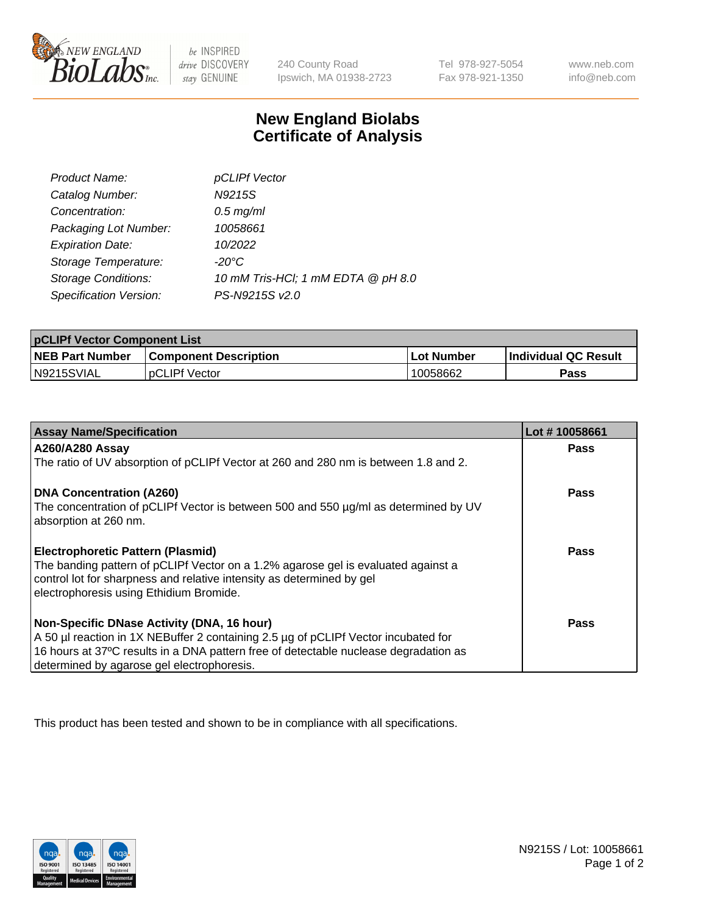240 County Road
Ipswich, MA 01938-2723

Tel 978-927-5054
Fax 978-921-1350

www.neb.com
info@neb.com

# New England Biolabs
# Certificate of Analysis

| | |
|---|---|
| *Product Name:* | *pCLIPf Vector* |
| *Catalog Number:* | *N9215S* |
| *Concentration:* | *0.5 mg/ml* |
| *Packaging Lot Number:* | *10058661* |
| *Expiration Date:* | *10/2022* |
| *Storage Temperature:* | *-20°C* |
| *Storage Conditions:* | *10 mM Tris-HCl; 1 mM EDTA @ pH 8.0* |
| *Specification Version:* | *PS-N9215S v2.0* |

| pCLIPf Vector Component List | | | |
|---|---|---|---|
| **NEB Part Number** | **Component Description** | **Lot Number** | **Individual QC Result** |
| N9215SVIAL | pCLIPf Vector | 10058662 | **Pass** |

| Assay Name/Specification | Lot # 10058661 |
|---|---|
| **A260/A280 Assay**<br>The ratio of UV absorption of pCLIPf Vector at 260 and 280 nm is between 1.8 and 2. | **Pass** |
| **DNA Concentration (A260)**<br>The concentration of pCLIPf Vector is between 500 and 550 µg/ml as determined by UV absorption at 260 nm. | **Pass** |
| **Electrophoretic Pattern (Plasmid)**<br>The banding pattern of pCLIPf Vector on a 1.2% agarose gel is evaluated against a control lot for sharpness and relative intensity as determined by gel electrophoresis using Ethidium Bromide. | **Pass** |
| **Non-Specific DNase Activity (DNA, 16 hour)**<br>A 50 µl reaction in 1X NEBuffer 2 containing 2.5 µg of pCLIPf Vector incubated for 16 hours at 37ºC results in a DNA pattern free of detectable nuclease degradation as determined by agarose gel electrophoresis. | **Pass** |

This product has been tested and shown to be in compliance with all specifications.

N9215S / Lot: 10058661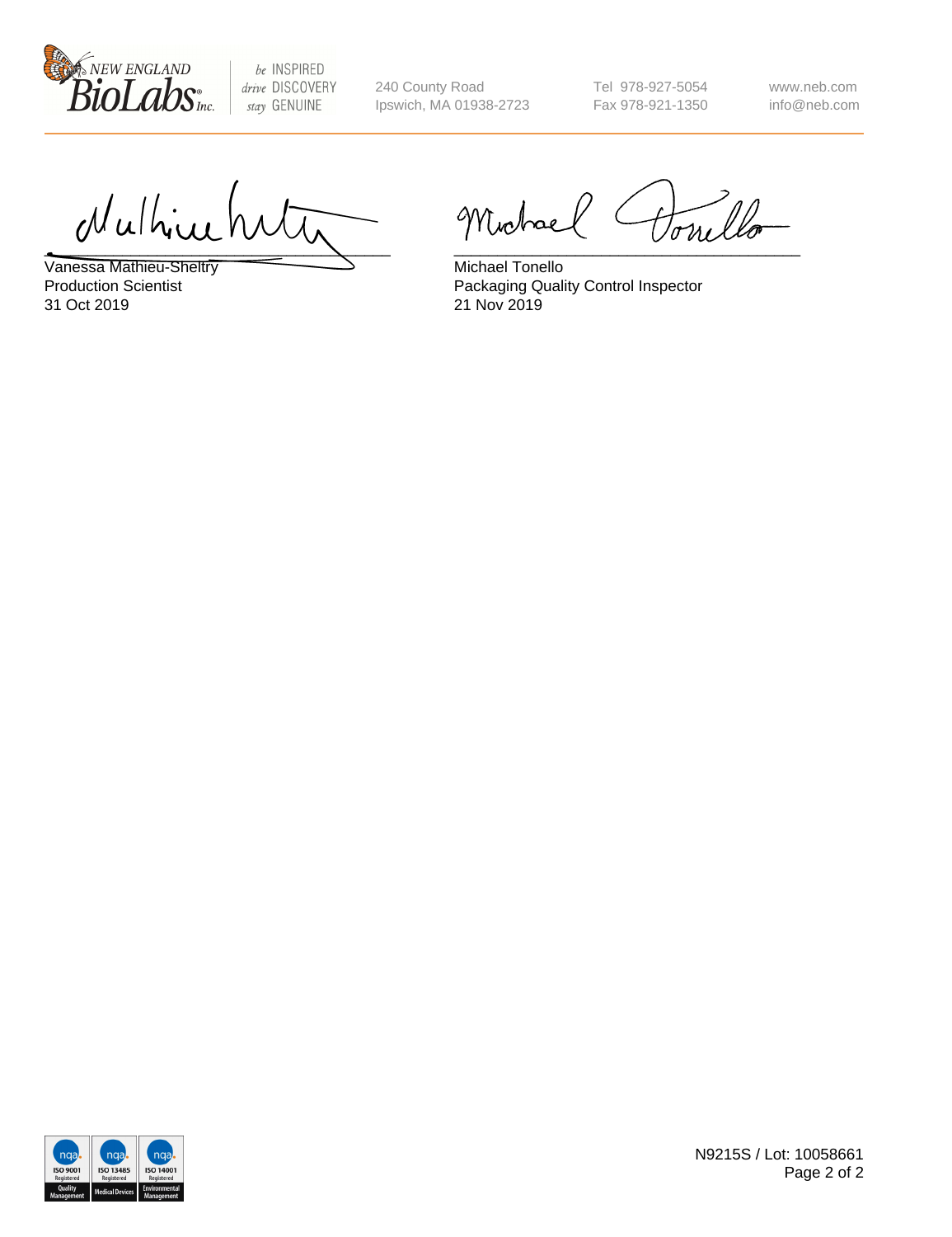Vanessa Mathieu-Sheltry
Production Scientist
31 Oct 2019

Michael Tonello
Packaging Quality Control Inspector
21 Nov 2019

N9215S / Lot: 10058661